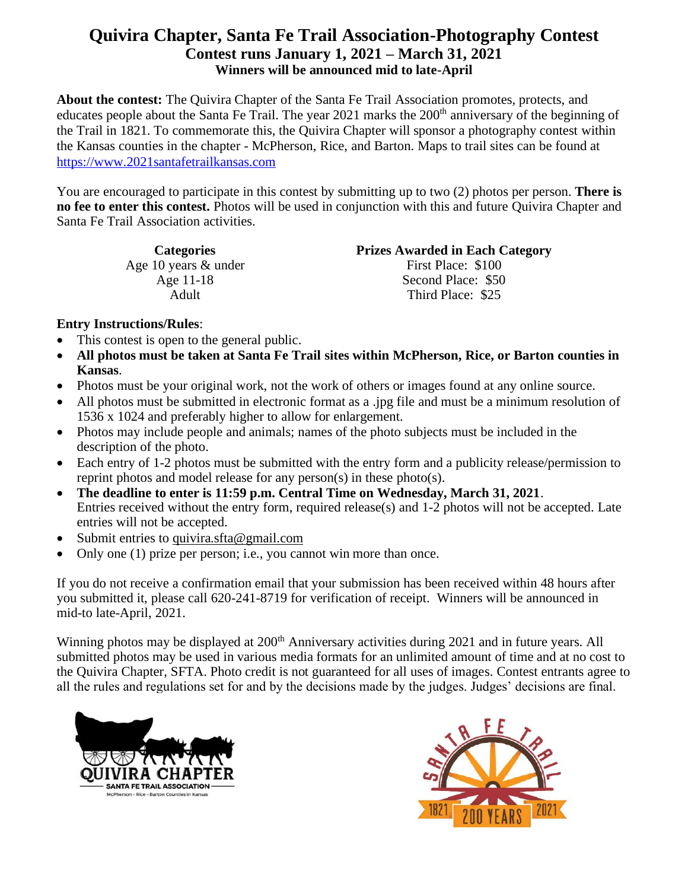# Quivira Chapter, Santa Fe Trail Association-Photography Contest

## Contest runs January 1, 2021 – March 31, 2021

### Winners will be announced mid to late-April

**About the contest:** The Quivira Chapter of the Santa Fe Trail Association promotes, protects, and educates people about the Santa Fe Trail. The year 2021 marks the 200th anniversary of the beginning of the Trail in 1821. To commemorate this, the Quivira Chapter will sponsor a photography contest within the Kansas counties in the chapter - McPherson, Rice, and Barton. Maps to trail sites can be found at https://www.2021santafetrailkansas.com

You are encouraged to participate in this contest by submitting up to two (2) photos per person. **There is no fee to enter this contest.** Photos will be used in conjunction with this and future Quivira Chapter and Santa Fe Trail Association activities.

| Categories | Prizes Awarded in Each Category |
|---|---|
| Age 10 years & under | First Place: $100 |
| Age 11-18 | Second Place: $50 |
| Adult | Third Place: $25 |

**Entry Instructions/Rules**:

- This contest is open to the general public.
- **All photos must be taken at Santa Fe Trail sites within McPherson, Rice, or Barton counties in Kansas**.
- Photos must be your original work, not the work of others or images found at any online source.
- All photos must be submitted in electronic format as a .jpg file and must be a minimum resolution of 1536 x 1024 and preferably higher to allow for enlargement.
- Photos may include people and animals; names of the photo subjects must be included in the description of the photo.
- Each entry of 1-2 photos must be submitted with the entry form and a publicity release/permission to reprint photos and model release for any person(s) in these photo(s).
- **The deadline to enter is 11:59 p.m. Central Time on Wednesday, March 31, 2021**. Entries received without the entry form, required release(s) and 1-2 photos will not be accepted. Late entries will not be accepted.
- Submit entries to quivira.sfta@gmail.com
- Only one (1) prize per person; i.e., you cannot win more than once.

If you do not receive a confirmation email that your submission has been received within 48 hours after you submitted it, please call 620-241-8719 for verification of receipt. Winners will be announced in mid-to late-April, 2021.

Winning photos may be displayed at 200th Anniversary activities during 2021 and in future years. All submitted photos may be used in various media formats for an unlimited amount of time and at no cost to the Quivira Chapter, SFTA. Photo credit is not guaranteed for all uses of images. Contest entrants agree to all the rules and regulations set for and by the decisions made by the judges. Judges' decisions are final.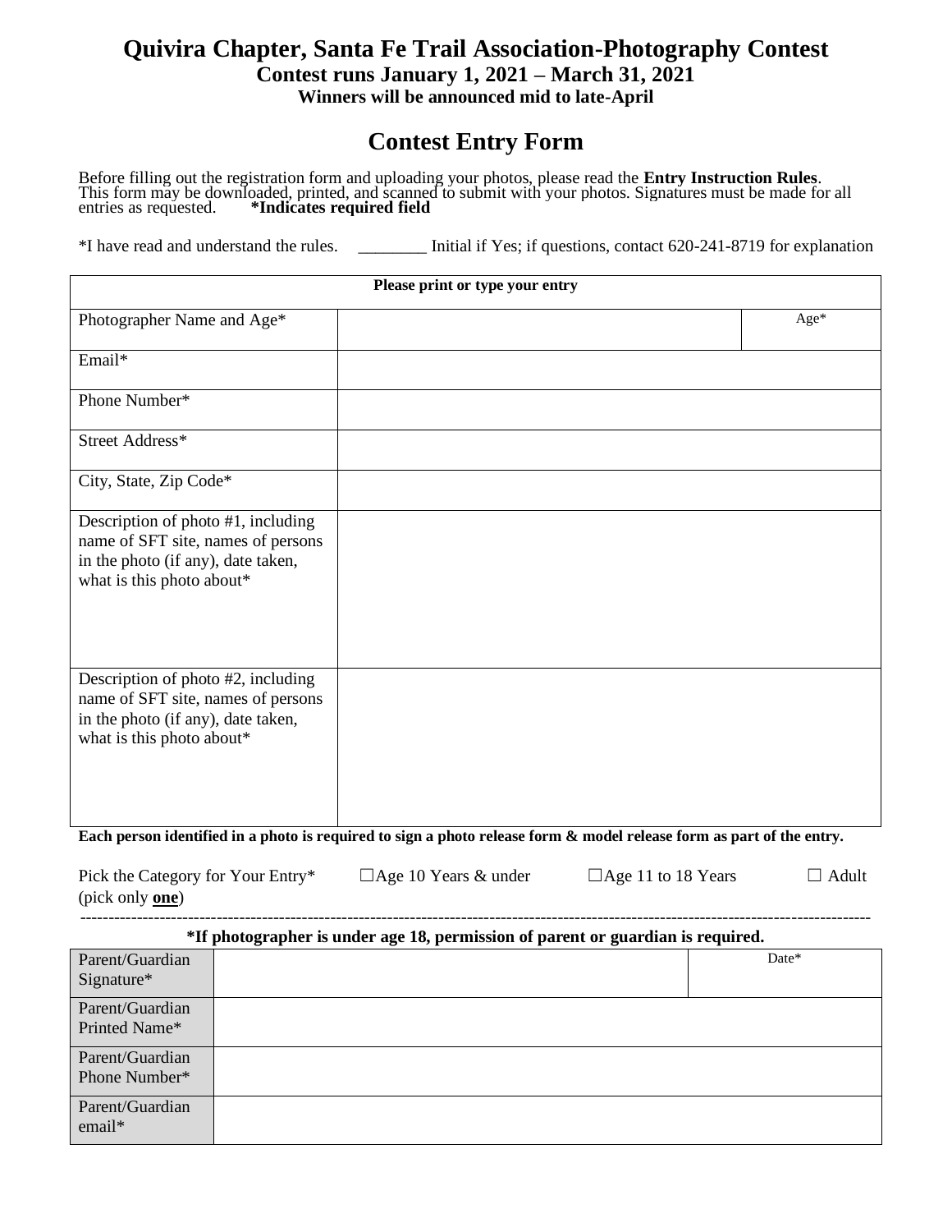# Quivira Chapter, Santa Fe Trail Association-Photography Contest

**Contest runs January 1, 2021 – March 31, 2021**

**Winners will be announced mid to late-April**

## Contest Entry Form

Before filling out the registration form and uploading your photos, please read the **Entry Instruction Rules**. This form may be downloaded, printed, and scanned to submit with your photos. Signatures must be made for all entries as requested. **\*Indicates required field**

*I have read and understand the rules. ________ Initial if Yes; if questions, contact 620-241-8719 for explanation

| **Please print or type your entry** | | |
|---|---|---|
| Photographer Name and Age* | | Age* |
| Email* | | |
| Phone Number* | | |
| Street Address* | | |
| City, State, Zip Code* | | |
| Description of photo #1, including name of SFT site, names of persons in the photo (if any), date taken, what is this photo about* | | |
| Description of photo #2, including name of SFT site, names of persons in the photo (if any), date taken, what is this photo about* | | |

**Each person identified in a photo is required to sign a photo release form & model release form as part of the entry.**

Pick the Category for Your Entry* (pick only **one**) ☐Age 10 Years & under ☐Age 11 to 18 Years ☐ Adult

---

**\*If photographer is under age 18, permission of parent or guardian is required.**

| Parent/Guardian Signature* | | Date* |
|---|---|---|
| Parent/Guardian Printed Name* | | |
| Parent/Guardian Phone Number* | | |
| Parent/Guardian email* | | |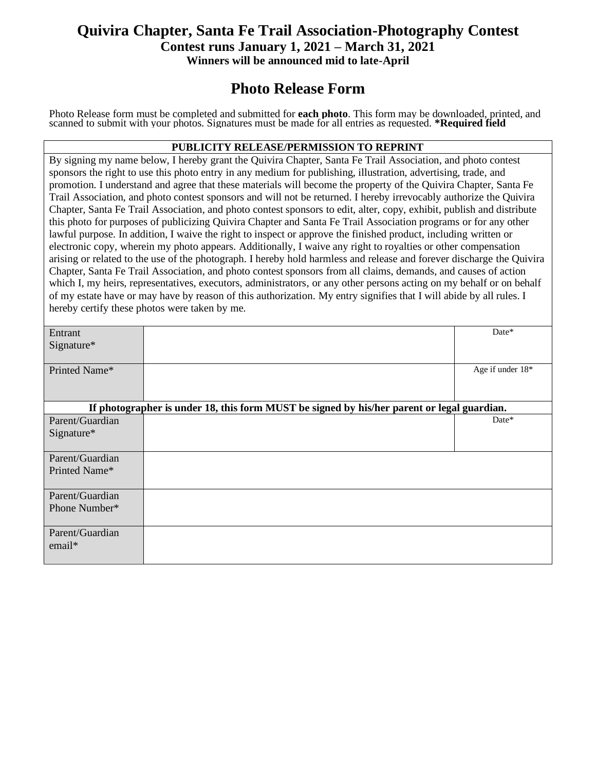# Quivira Chapter, Santa Fe Trail Association-Photography Contest

**Contest runs January 1, 2021 – March 31, 2021**

**Winners will be announced mid to late-April**

## Photo Release Form

Photo Release form must be completed and submitted for **each photo**. This form may be downloaded, printed, and scanned to submit with your photos. Signatures must be made for all entries as requested. ***Required field**

**PUBLICITY RELEASE/PERMISSION TO REPRINT**

By signing my name below, I hereby grant the Quivira Chapter, Santa Fe Trail Association, and photo contest sponsors the right to use this photo entry in any medium for publishing, illustration, advertising, trade, and promotion. I understand and agree that these materials will become the property of the Quivira Chapter, Santa Fe Trail Association, and photo contest sponsors and will not be returned. I hereby irrevocably authorize the Quivira Chapter, Santa Fe Trail Association, and photo contest sponsors to edit, alter, copy, exhibit, publish and distribute this photo for purposes of publicizing Quivira Chapter and Santa Fe Trail Association programs or for any other lawful purpose. In addition, I waive the right to inspect or approve the finished product, including written or electronic copy, wherein my photo appears. Additionally, I waive any right to royalties or other compensation arising or related to the use of the photograph. I hereby hold harmless and release and forever discharge the Quivira Chapter, Santa Fe Trail Association, and photo contest sponsors from all claims, demands, and causes of action which I, my heirs, representatives, executors, administrators, or any other persons acting on my behalf or on behalf of my estate have or may have by reason of this authorization. My entry signifies that I will abide by all rules. I hereby certify these photos were taken by me.

| Entrant Signature* | | Date* |
|---|---|---|
| Printed Name* | | Age if under 18* |

**If photographer is under 18, this form MUST be signed by his/her parent or legal guardian.**

| Parent/Guardian Signature* | | Date* |
|---|---|---|
| Parent/Guardian Printed Name* | | |
| Parent/Guardian Phone Number* | | |
| Parent/Guardian email* | | |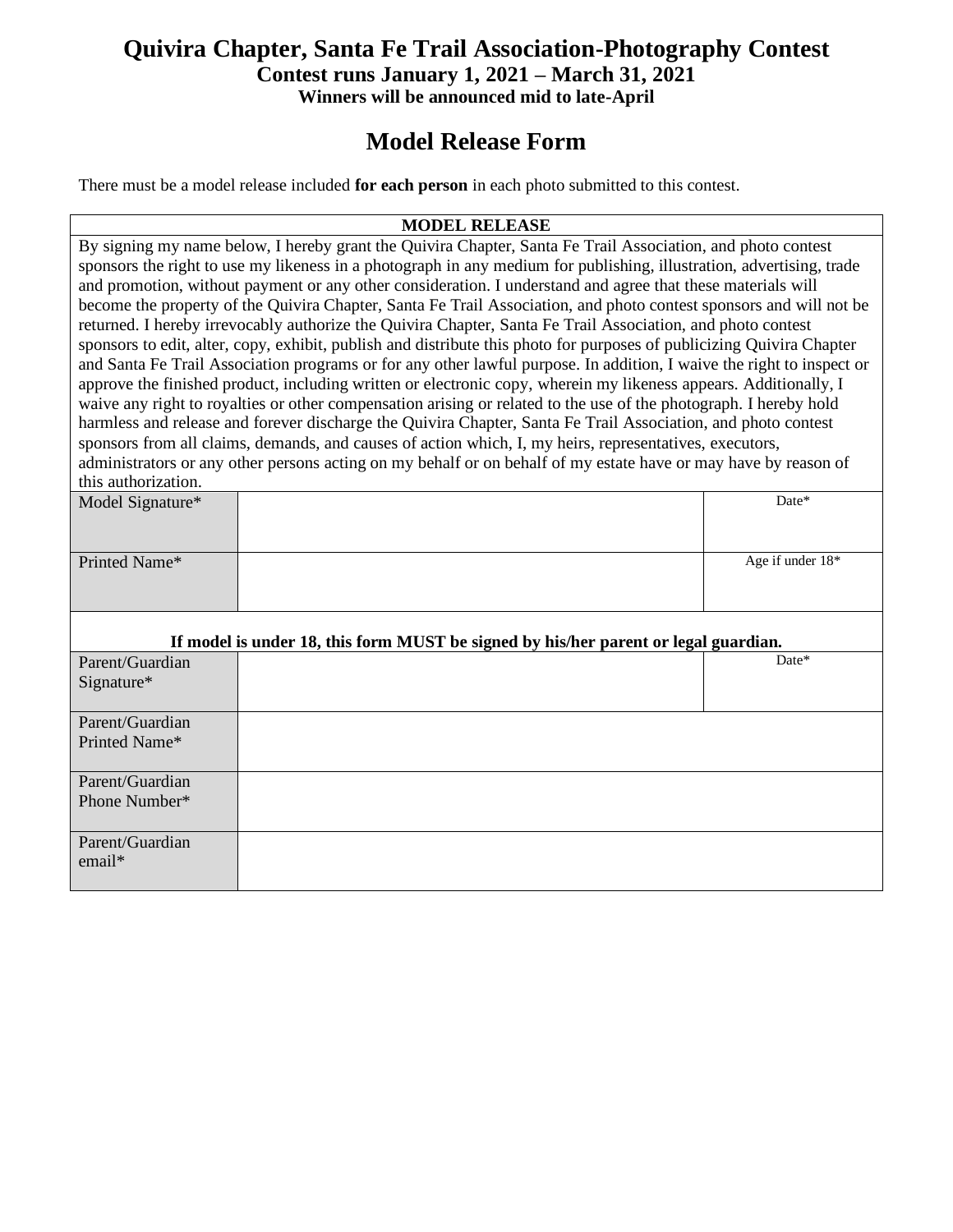# Quivira Chapter, Santa Fe Trail Association-Photography Contest

**Contest runs January 1, 2021 – March 31, 2021**

**Winners will be announced mid to late-April**

## Model Release Form

There must be a model release included **for each person** in each photo submitted to this contest.

| **MODEL RELEASE** | | |
|---|---|---|
| By signing my name below, I hereby grant the Quivira Chapter, Santa Fe Trail Association, and photo contest sponsors the right to use my likeness in a photograph in any medium for publishing, illustration, advertising, trade and promotion, without payment or any other consideration. I understand and agree that these materials will become the property of the Quivira Chapter, Santa Fe Trail Association, and photo contest sponsors and will not be returned. I hereby irrevocably authorize the Quivira Chapter, Santa Fe Trail Association, and photo contest sponsors to edit, alter, copy, exhibit, publish and distribute this photo for purposes of publicizing Quivira Chapter and Santa Fe Trail Association programs or for any other lawful purpose. In addition, I waive the right to inspect or approve the finished product, including written or electronic copy, wherein my likeness appears. Additionally, I waive any right to royalties or other compensation arising or related to the use of the photograph. I hereby hold harmless and release and forever discharge the Quivira Chapter, Santa Fe Trail Association, and photo contest sponsors from all claims, demands, and causes of action which, I, my heirs, representatives, executors, administrators or any other persons acting on my behalf or on behalf of my estate have or may have by reason of this authorization. | | |
| Model Signature* | | Date* |
| Printed Name* | | Age if under 18* |
| **If model is under 18, this form MUST be signed by his/her parent or legal guardian.** | | |
| Parent/Guardian Signature* | | Date* |
| Parent/Guardian Printed Name* | | |
| Parent/Guardian Phone Number* | | |
| Parent/Guardian email* | | |